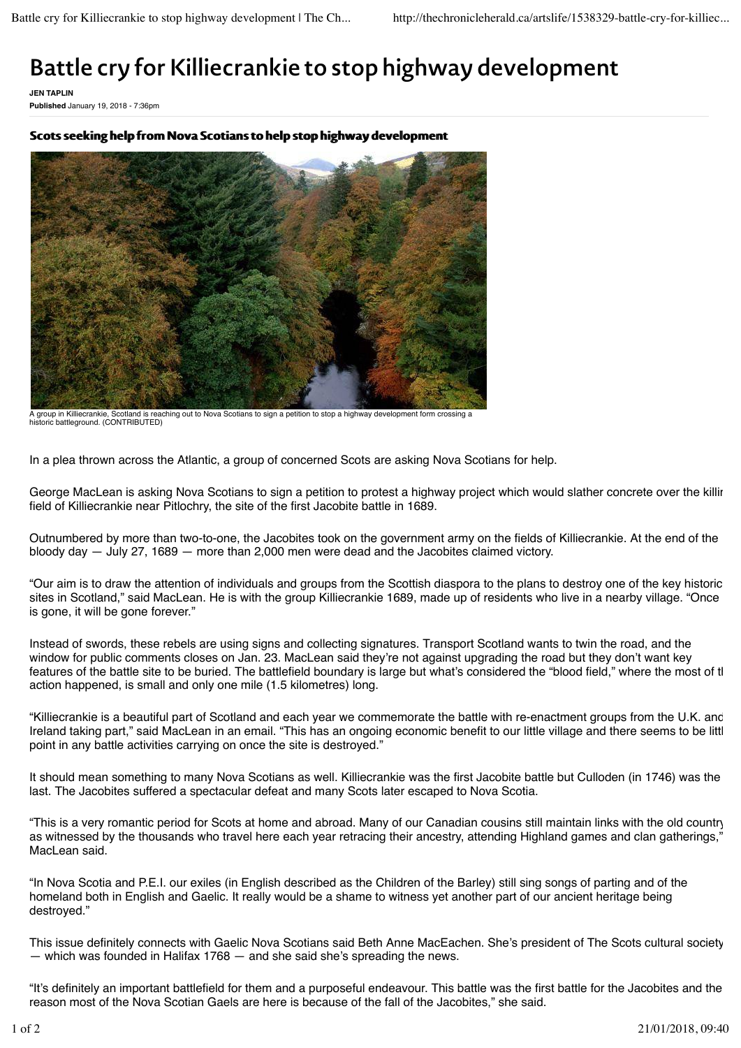# Battle cry for Killiecrankie to stop highway development

**JEN TAPLIN**
**Published** January 19, 2018 - 7:36pm

## Scots seeking help from Nova Scotians to help stop highway development

A group in Killiecrankie, Scotland is reaching out to Nova Scotians to sign a petition to stop a highway development form crossing a historic battleground. (CONTRIBUTED)

In a plea thrown across the Atlantic, a group of concerned Scots are asking Nova Scotians for help.

George MacLean is asking Nova Scotians to sign a petition to protest a highway project which would slather concrete over the killin field of Killiecrankie near Pitlochry, the site of the first Jacobite battle in 1689.

Outnumbered by more than two-to-one, the Jacobites took on the government army on the fields of Killiecrankie. At the end of the bloody day — July 27, 1689 — more than 2,000 men were dead and the Jacobites claimed victory.

"Our aim is to draw the attention of individuals and groups from the Scottish diaspora to the plans to destroy one of the key historic sites in Scotland," said MacLean. He is with the group Killiecrankie 1689, made up of residents who live in a nearby village. "Once is gone, it will be gone forever."

Instead of swords, these rebels are using signs and collecting signatures. Transport Scotland wants to twin the road, and the window for public comments closes on Jan. 23. MacLean said they're not against upgrading the road but they don't want key features of the battle site to be buried. The battlefield boundary is large but what's considered the "blood field," where the most of tl action happened, is small and only one mile (1.5 kilometres) long.

"Killiecrankie is a beautiful part of Scotland and each year we commemorate the battle with re-enactment groups from the U.K. and Ireland taking part," said MacLean in an email. "This has an ongoing economic benefit to our little village and there seems to be littl point in any battle activities carrying on once the site is destroyed."

It should mean something to many Nova Scotians as well. Killiecrankie was the first Jacobite battle but Culloden (in 1746) was the last. The Jacobites suffered a spectacular defeat and many Scots later escaped to Nova Scotia.

"This is a very romantic period for Scots at home and abroad. Many of our Canadian cousins still maintain links with the old country as witnessed by the thousands who travel here each year retracing their ancestry, attending Highland games and clan gatherings," MacLean said.

"In Nova Scotia and P.E.I. our exiles (in English described as the Children of the Barley) still sing songs of parting and of the homeland both in English and Gaelic. It really would be a shame to witness yet another part of our ancient heritage being destroyed."

This issue definitely connects with Gaelic Nova Scotians said Beth Anne MacEachen. She's president of The Scots cultural society — which was founded in Halifax 1768 — and she said she's spreading the news.

"It's definitely an important battlefield for them and a purposeful endeavour. This battle was the first battle for the Jacobites and the reason most of the Nova Scotian Gaels are here is because of the fall of the Jacobites," she said.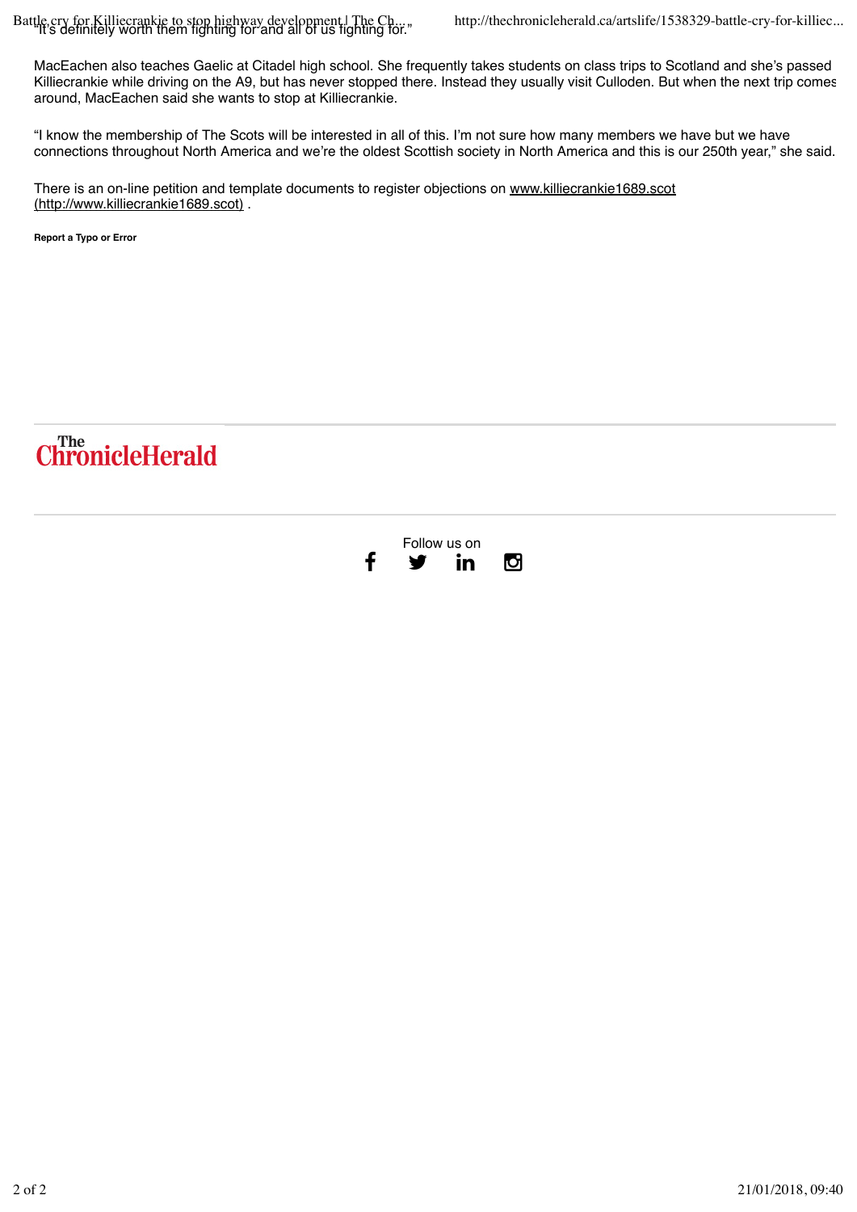"It's definitely worth them fighting for and all of us fighting for."

MacEachen also teaches Gaelic at Citadel high school. She frequently takes students on class trips to Scotland and she's passed Killiecrankie while driving on the A9, but has never stopped there. Instead they usually visit Culloden. But when the next trip comes around, MacEachen said she wants to stop at Killiecrankie.

"I know the membership of The Scots will be interested in all of this. I'm not sure how many members we have but we have connections throughout North America and we're the oldest Scottish society in North America and this is our 250th year," she said.

There is an on-line petition and template documents to register objections on www.killiecrankie1689.scot (http://www.killiecrankie1689.scot) .

**Report a Typo or Error**

The ChronicleHerald

Follow us on